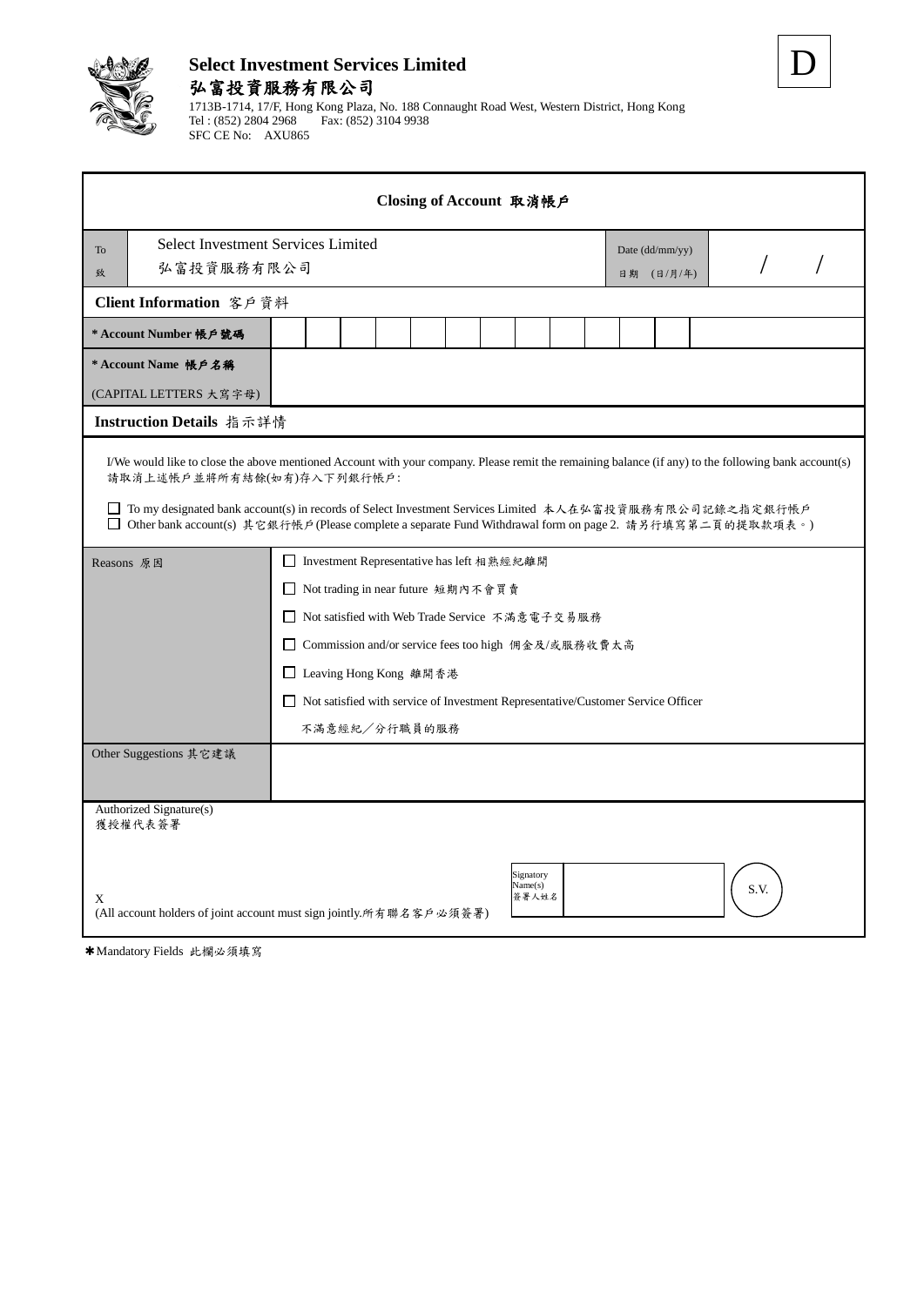D

**Select Investment Services Limited**
**弘富投資服務有限公司**
1713B-1714, 17/F, Hong Kong Plaza, No. 188 Connaught Road West, Western District, Hong Kong
Tel : (852) 2804 2968  Fax: (852) 3104 9938
SFC CE No: AXU865

## Closing of Account 取消帳戶

| To 致 | Select Investment Services Limited 弘富投資服務有限公司 | Date (dd/mm/yy) 日期 (日/月/年) | / / |
|---|---|---|---|

**Client Information 客戶資料**

| | |
|---|---|
| **\* Account Number 帳戶號碼** | |
| **\* Account Name 帳戶名稱** (CAPITAL LETTERS 大寫字母) | |

**Instruction Details 指示詳情**

I/We would like to close the above mentioned Account with your company. Please remit the remaining balance (if any) to the following bank account(s)
請取消上述帳戶並將所有結餘(如有)存入下列銀行帳戶:

☐ To my designated bank account(s) in records of Select Investment Services Limited 本人在弘富投資服務有限公司記錄之指定銀行帳戶
☐ Other bank account(s) 其它銀行帳戶 (Please complete a separate Fund Withdrawal form on page 2. 請另行填寫第二頁的提取款項表。)

| | |
|---|---|
| Reasons 原因 | ☐ Investment Representative has left 相熟經紀離開<br>☐ Not trading in near future 短期內不會買賣<br>☐ Not satisfied with Web Trade Service 不滿意電子交易服務<br>☐ Commission and/or service fees too high 佣金及/或服務收費太高<br>☐ Leaving Hong Kong 離開香港<br>☐ Not satisfied with service of Investment Representative/Customer Service Officer 不滿意經紀/分行職員的服務 |
| Other Suggestions 其它建議 | |

Authorized Signature(s)
獲授權代表簽署

X

(All account holders of joint account must sign jointly.所有聯名客戶必須簽署)

Signatory Name(s) 簽署人姓名: 

S.V.

✱Mandatory Fields 此欄必須填寫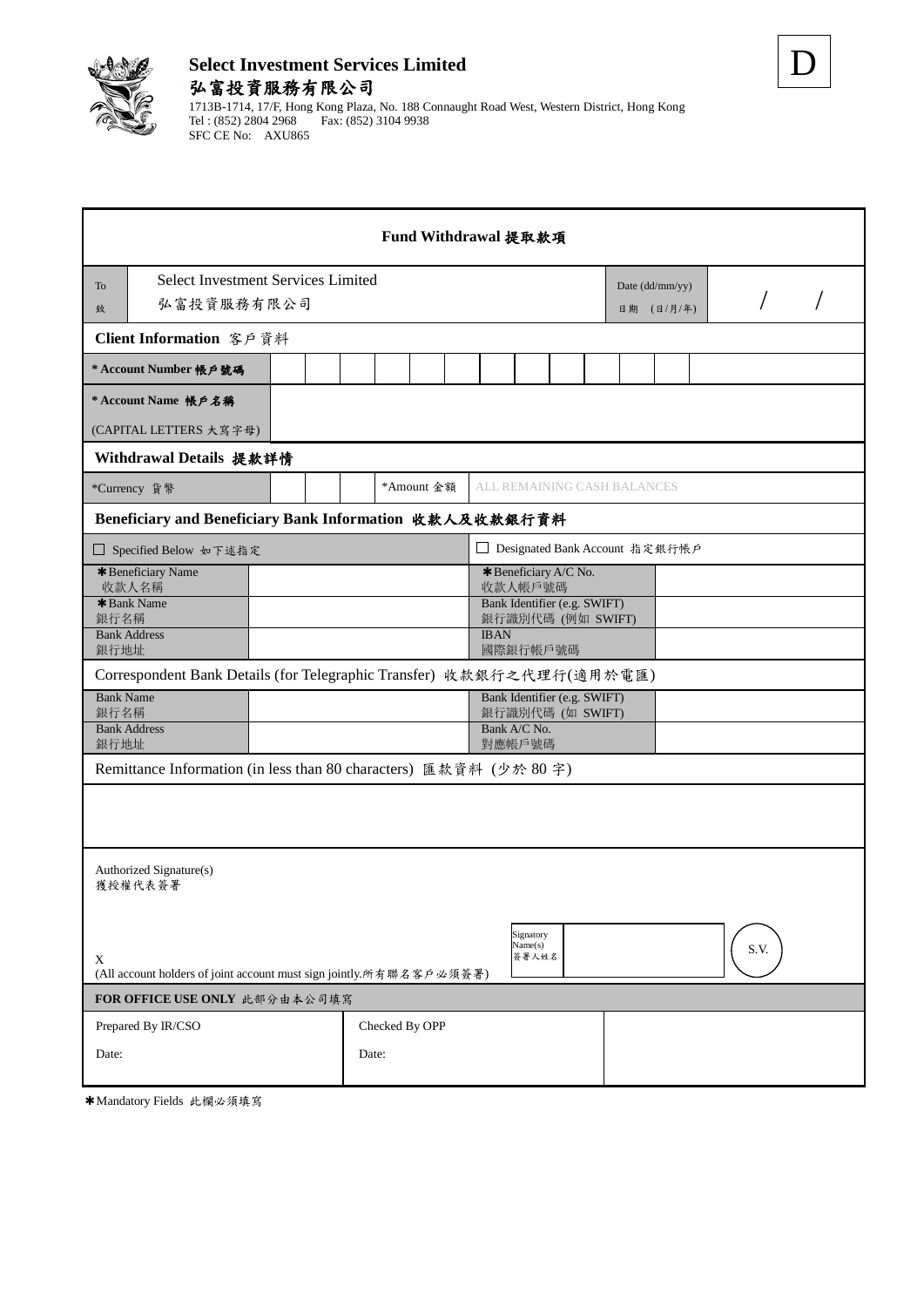**Select Investment Services Limited**
**弘富投資服務有限公司**
1713B-1714, 17/F, Hong Kong Plaza, No. 188 Connaught Road West, Western District, Hong Kong
Tel : (852) 2804 2968 Fax: (852) 3104 9938
SFC CE No: AXU865

D

## Fund Withdrawal 提取款項

| | | | |
|---|---|---|---|
| To 致 | Select Investment Services Limited 弘富投資服務有限公司 | Date (dd/mm/yy) 日期 (日/月/年) | / / |

### Client Information 客戶資料

| | |
|---|---|
| * Account Number 帳戶號碼 | |
| * Account Name 帳戶名稱 (CAPITAL LETTERS 大寫字母) | |

### Withdrawal Details 提款詳情

| | | | |
|---|---|---|---|
| *Currency 貨幣 | | *Amount 金額 | ALL REMAINING CASH BALANCES |

### Beneficiary and Beneficiary Bank Information 收款人及收款銀行資料

| | | | |
|---|---|---|---|
| ☐ Specified Below 如下述指定 | | ☐ Designated Bank Account 指定銀行帳戶 | |
| ✱Beneficiary Name 收款人名稱 | | ✱Beneficiary A/C No. 收款人帳戶號碼 | |
| ✱Bank Name 銀行名稱 | | Bank Identifier (e.g. SWIFT) 銀行識別代碼 (例如 SWIFT) | |
| Bank Address 銀行地址 | | IBAN 國際銀行帳戶號碼 | |

### Correspondent Bank Details (for Telegraphic Transfer) 收款銀行之代理行(適用於電匯)

| | | | |
|---|---|---|---|
| Bank Name 銀行名稱 | | Bank Identifier (e.g. SWIFT) 銀行識別代碼 (如 SWIFT) | |
| Bank Address 銀行地址 | | Bank A/C No. 對應帳戶號碼 | |

### Remittance Information (in less than 80 characters) 匯款資料 (少於 80 字)

Authorized Signature(s)
獲授權代表簽署

X
(All account holders of joint account must sign jointly.所有聯名客戶必須簽署)

Signatory Name(s) 簽署人姓名

S.V.

### FOR OFFICE USE ONLY 此部分由本公司填寫

| | | |
|---|---|---|
| Prepared By IR/CSO | Checked By OPP | |
| Date: | Date: | |

✱Mandatory Fields 此欄必須填寫